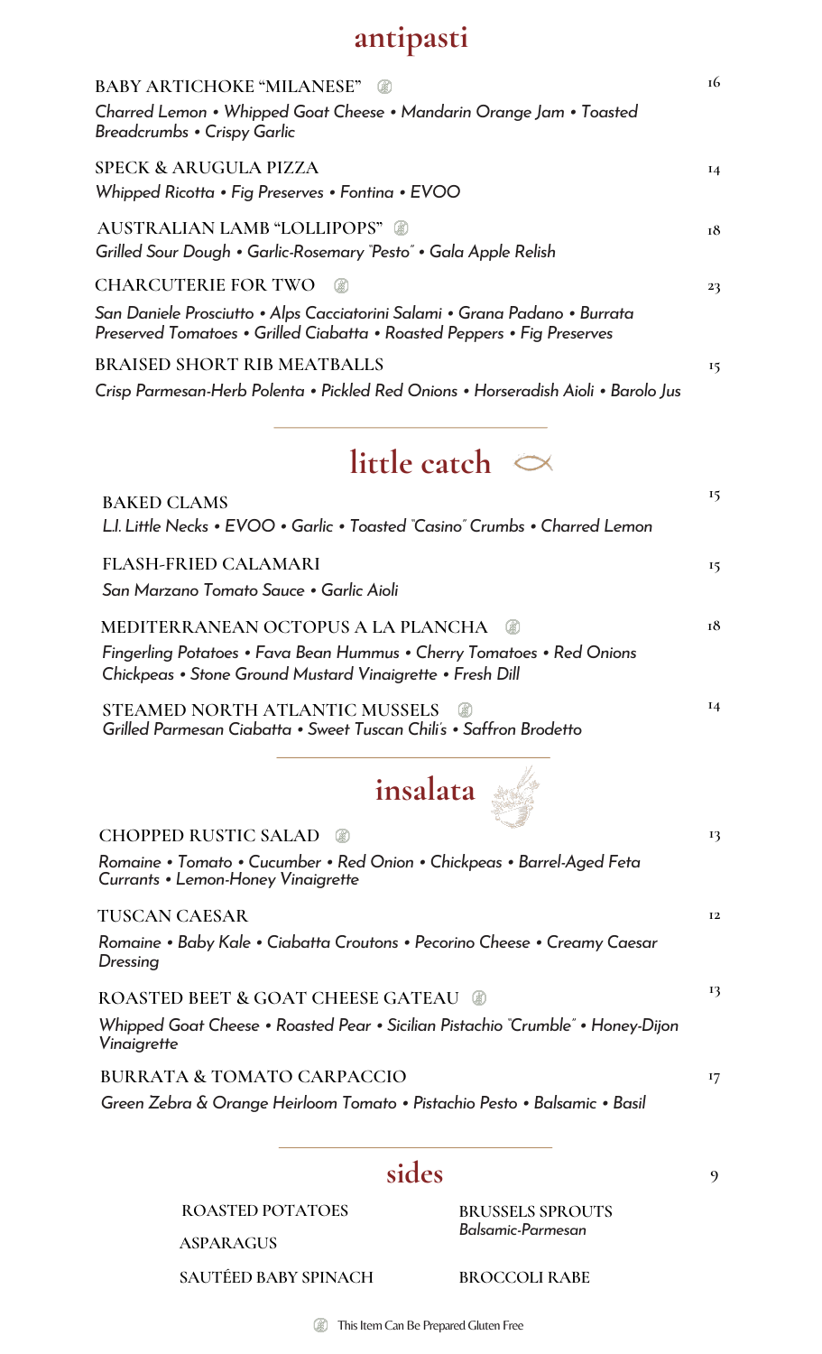## antipasti

**BABY ARTICHOKE "MILANESE"** (GF) — 16
*Charred Lemon • Whipped Goat Cheese • Mandarin Orange Jam • Toasted Breadcrumbs • Crispy Garlic*

**SPECK & ARUGULA PIZZA** — 14
*Whipped Ricotta • Fig Preserves • Fontina • EVOO*

**AUSTRALIAN LAMB "LOLLIPOPS"** (GF) — 18
*Grilled Sour Dough • Garlic-Rosemary "Pesto" • Gala Apple Relish*

**CHARCUTERIE FOR TWO** (GF) — 23
*San Daniele Prosciutto • Alps Cacciatorini Salami • Grana Padano • Burrata Preserved Tomatoes • Grilled Ciabatta • Roasted Peppers • Fig Preserves*

**BRAISED SHORT RIB MEATBALLS** — 15
*Crisp Parmesan-Herb Polenta • Pickled Red Onions • Horseradish Aioli • Barolo Jus*

## little catch

**BAKED CLAMS** — 15
*L.I. Little Necks • EVOO • Garlic • Toasted "Casino" Crumbs • Charred Lemon*

**FLASH-FRIED CALAMARI** — 15
*San Marzano Tomato Sauce • Garlic Aioli*

**MEDITERRANEAN OCTOPUS A LA PLANCHA** (GF) — 18
*Fingerling Potatoes • Fava Bean Hummus • Cherry Tomatoes • Red Onions Chickpeas • Stone Ground Mustard Vinaigrette • Fresh Dill*

**STEAMED NORTH ATLANTIC MUSSELS** (GF) — 14
*Grilled Parmesan Ciabatta • Sweet Tuscan Chili's • Saffron Brodetto*

## insalata

**CHOPPED RUSTIC SALAD** (GF) — 13
*Romaine • Tomato • Cucumber • Red Onion • Chickpeas • Barrel-Aged Feta Currants • Lemon-Honey Vinaigrette*

**TUSCAN CAESAR** — 12
*Romaine • Baby Kale • Ciabatta Croutons • Pecorino Cheese • Creamy Caesar Dressing*

**ROASTED BEET & GOAT CHEESE GATEAU** (GF) — 13
*Whipped Goat Cheese • Roasted Pear • Sicilian Pistachio "Crumble" • Honey-Dijon Vinaigrette*

**BURRATA & TOMATO CARPACCIO** — 17
*Green Zebra & Orange Heirloom Tomato • Pistachio Pesto • Balsamic • Basil*

## sides — 9

- ROASTED POTATOES
- ASPARAGUS
- SAUTÉED BABY SPINACH
- BRUSSELS SPROUTS *Balsamic-Parmesan*
- BROCCOLI RABE

(GF) This Item Can Be Prepared Gluten Free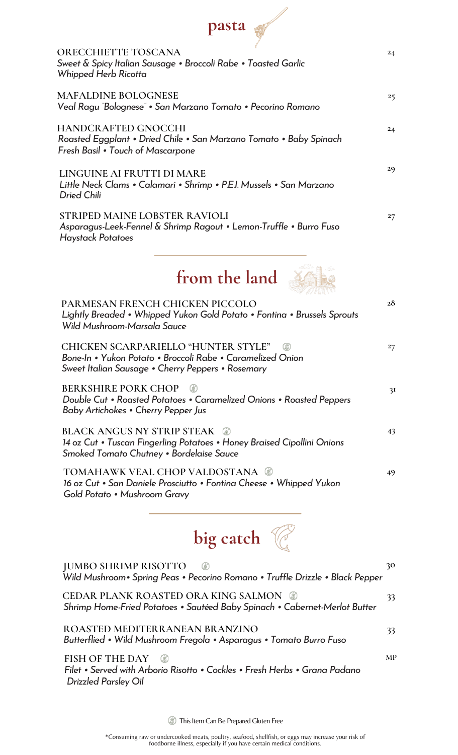# pasta

**ORECCHIETTE TOSCANA** 24
*Sweet & Spicy Italian Sausage • Broccoli Rabe • Toasted Garlic*
*Whipped Herb Ricotta*

**MAFALDINE BOLOGNESE** 25
*Veal Ragu "Bolognese" • San Marzano Tomato • Pecorino Romano*

**HANDCRAFTED GNOCCHI** 24
*Roasted Eggplant • Dried Chile • San Marzano Tomato • Baby Spinach*
*Fresh Basil • Touch of Mascarpone*

**LINGUINE AI FRUTTI DI MARE** 29
*Little Neck Clams • Calamari • Shrimp • P.E.I. Mussels • San Marzano*
*Dried Chili*

**STRIPED MAINE LOBSTER RAVIOLI** 27
*Asparagus-Leek-Fennel & Shrimp Ragout • Lemon-Truffle • Burro Fuso*
*Haystack Potatoes*

# from the land

**PARMESAN FRENCH CHICKEN PICCOLO** 28
*Lightly Breaded • Whipped Yukon Gold Potato • Fontina • Brussels Sprouts*
*Wild Mushroom-Marsala Sauce*

**CHICKEN SCARPARIELLO "HUNTER STYLE"** (GF) 27
*Bone-In • Yukon Potato • Broccoli Rabe • Caramelized Onion*
*Sweet Italian Sausage • Cherry Peppers • Rosemary*

**BERKSHIRE PORK CHOP** (GF) 31
*Double Cut • Roasted Potatoes • Caramelized Onions • Roasted Peppers*
*Baby Artichokes • Cherry Pepper Jus*

**BLACK ANGUS NY STRIP STEAK** (GF) 43
*14 oz Cut • Tuscan Fingerling Potatoes • Honey Braised Cipollini Onions*
*Smoked Tomato Chutney • Bordelaise Sauce*

**TOMAHAWK VEAL CHOP VALDOSTANA** (GF) 49
*16 oz Cut • San Daniele Prosciutto • Fontina Cheese • Whipped Yukon*
*Gold Potato • Mushroom Gravy*

# big catch

**JUMBO SHRIMP RISOTTO** (GF) 30
*Wild Mushroom• Spring Peas • Pecorino Romano • Truffle Drizzle • Black Pepper*

**CEDAR PLANK ROASTED ORA KING SALMON** (GF) 33
*Shrimp Home-Fried Potatoes • Sautéed Baby Spinach • Cabernet-Merlot Butter*

**ROASTED MEDITERRANEAN BRANZINO** 33
*Butterflied • Wild Mushroom Fregola • Asparagus • Tomato Burro Fuso*

**FISH OF THE DAY** (GF) MP
*Filet • Served with Arborio Risotto • Cockles • Fresh Herbs • Grana Padano*
*Drizzled Parsley Oil*

(GF) This Item Can Be Prepared Gluten Free

*Consuming raw or undercooked meats, poultry, seafood, shellfish, or eggs may increase your risk of foodborne illness, especially if you have certain medical conditions.